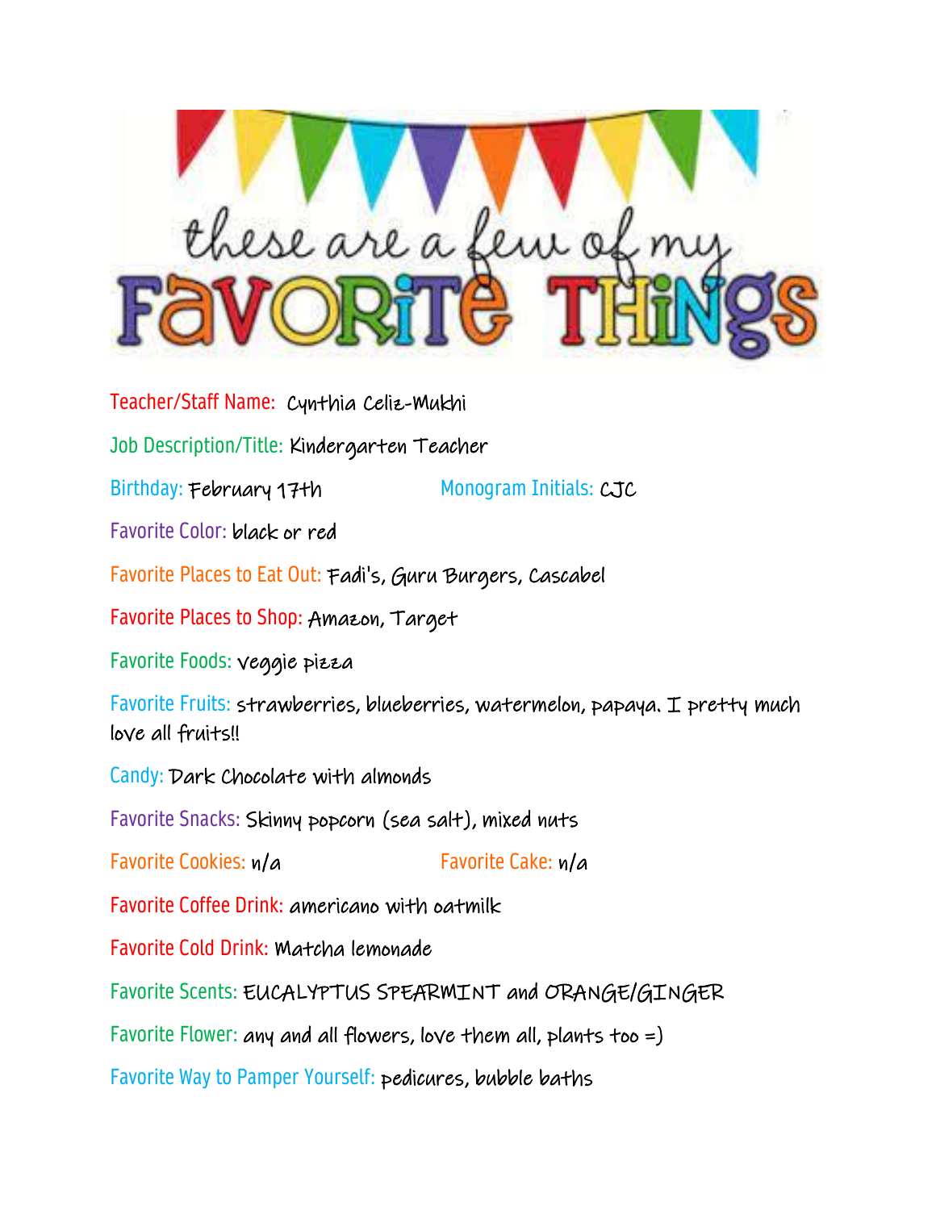# these are a few of my FAVORITE THINGS

Teacher/Staff Name: Cynthia Celiz-Mukhi

Job Description/Title: Kindergarten Teacher

Birthday: February 17th

Monogram Initials: CJC

Favorite Color: black or red

Favorite Places to Eat Out: Fadi's, Guru Burgers, Cascabel

Favorite Places to Shop: Amazon, Target

Favorite Foods: veggie pizza

Favorite Fruits: strawberries, blueberries, watermelon, papaya. I pretty much love all fruits!!

Candy: Dark Chocolate with almonds

Favorite Snacks: Skinny popcorn (sea salt), mixed nuts

Favorite Cookies: n/a

Favorite Cake: n/a

Favorite Coffee Drink: americano with oatmilk

Favorite Cold Drink: Matcha lemonade

Favorite Scents: EUCALYPTUS SPEARMINT and ORANGE/GINGER

Favorite Flower: any and all flowers, love them all, plants too =)

Favorite Way to Pamper Yourself: pedicures, bubble baths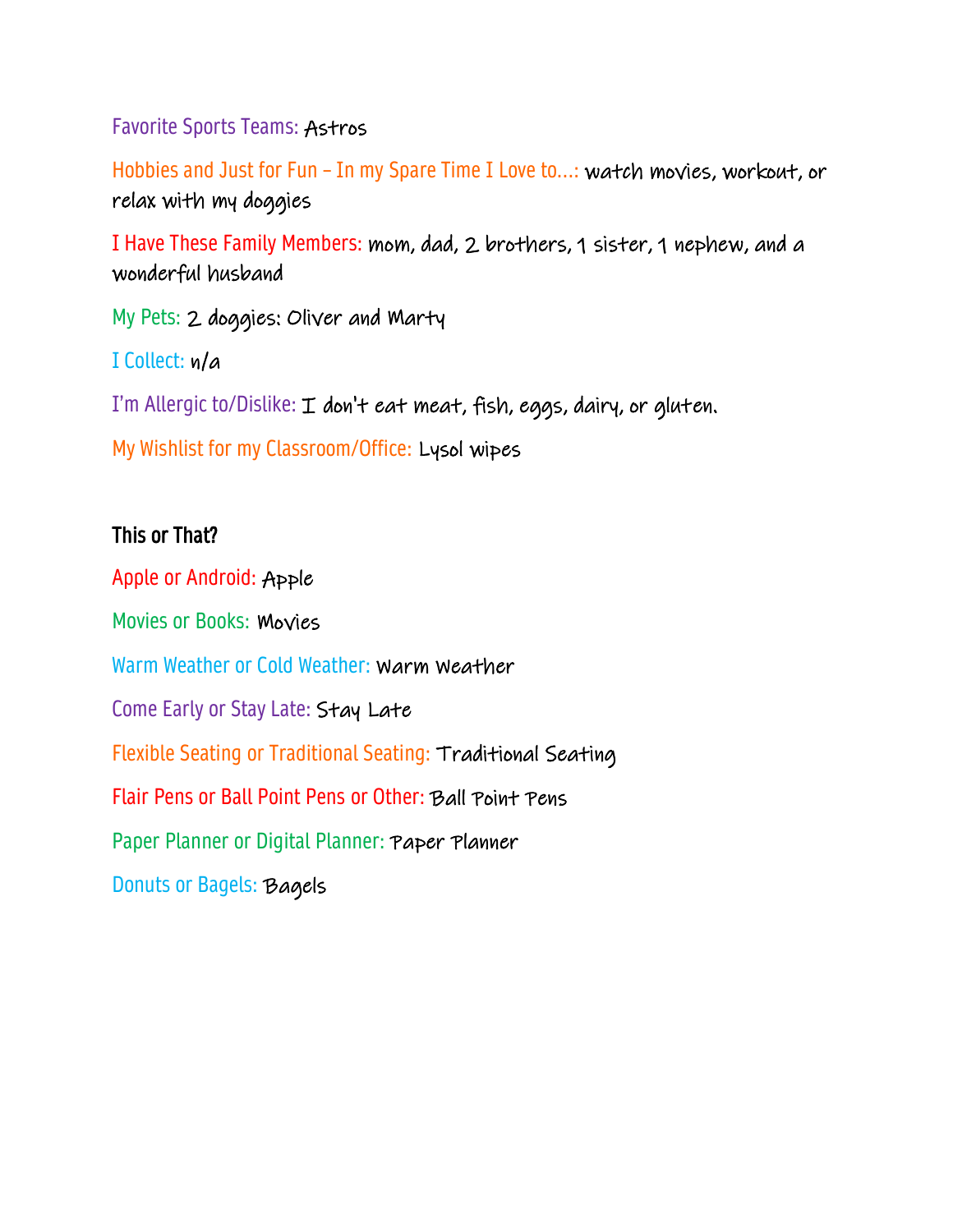Favorite Sports Teams: Astros

Hobbies and Just for Fun – In my Spare Time I Love to…: watch movies, workout, or relax with my doggies

I Have These Family Members: mom, dad, 2 brothers, 1 sister, 1 nephew, and a wonderful husband

My Pets: 2 doggies: Oliver and Marty

I Collect: n/a

I'm Allergic to/Dislike: I don't eat meat, fish, eggs, dairy, or gluten.

My Wishlist for my Classroom/Office: Lysol wipes

**This or That?**

Apple or Android: Apple

Movies or Books: Movies

Warm Weather or Cold Weather: Warm Weather

Come Early or Stay Late: Stay Late

Flexible Seating or Traditional Seating: Traditional Seating

Flair Pens or Ball Point Pens or Other: Ball Point Pens

Paper Planner or Digital Planner: Paper Planner

Donuts or Bagels: Bagels